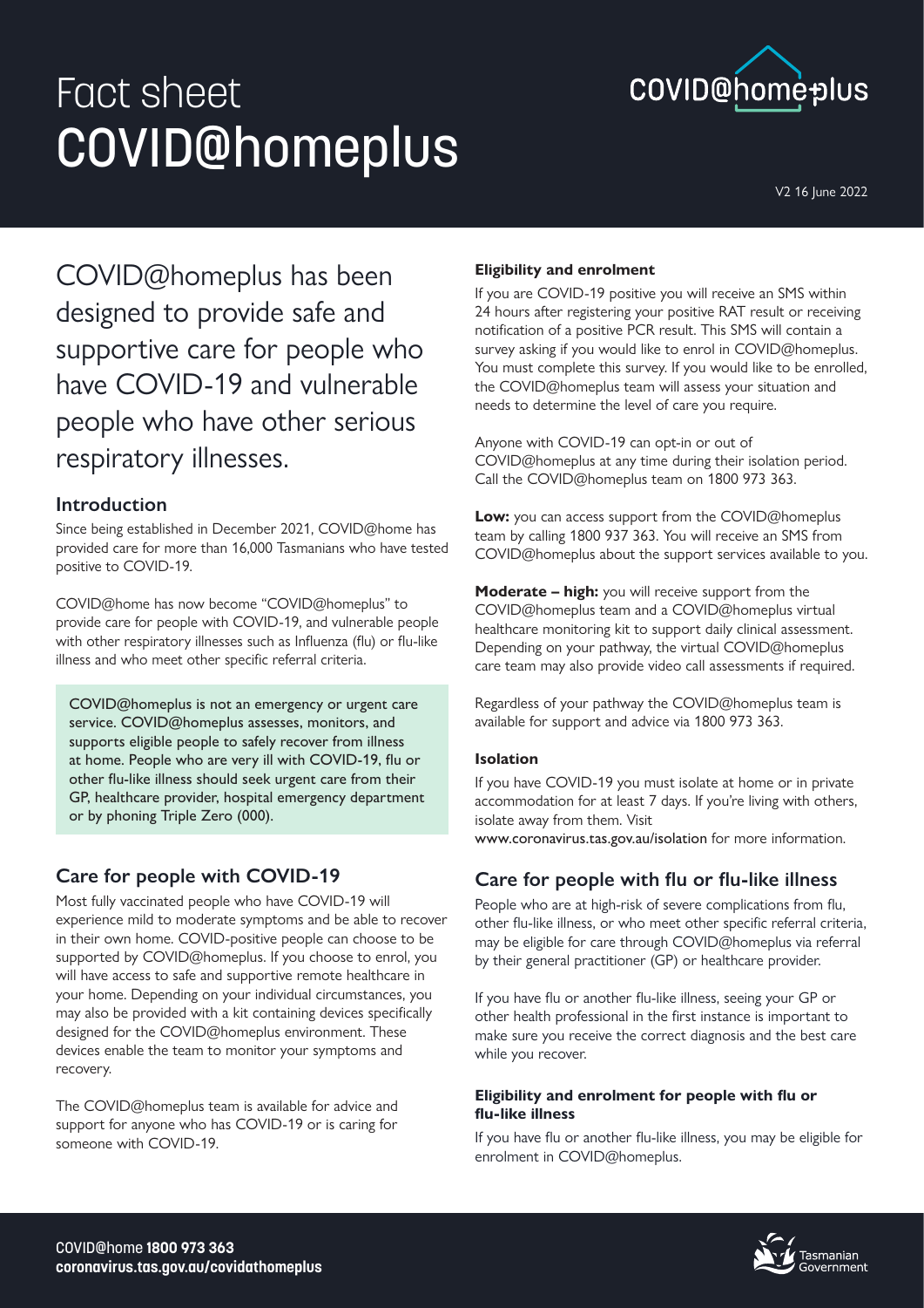# Fact sheet COVID@homeplus

V2 16 June 2022

COVID@homeplus has been designed to provide safe and supportive care for people who have COVID-19 and vulnerable people who have other serious respiratory illnesses.

## Introduction

Since being established in December 2021, COVID@home has provided care for more than 16,000 Tasmanians who have tested positive to COVID-19.

COVID@home has now become "COVID@homeplus" to provide care for people with COVID-19, and vulnerable people with other respiratory illnesses such as Influenza (flu) or flu-like illness and who meet other specific referral criteria.

COVID@homeplus is not an emergency or urgent care service. COVID@homeplus assesses, monitors, and supports eligible people to safely recover from illness at home. People who are very ill with COVID-19, flu or other flu-like illness should seek urgent care from their GP, healthcare provider, hospital emergency department or by phoning Triple Zero (000).

## Care for people with COVID-19

Most fully vaccinated people who have COVID-19 will experience mild to moderate symptoms and be able to recover in their own home. COVID-positive people can choose to be supported by COVID@homeplus. If you choose to enrol, you will have access to safe and supportive remote healthcare in your home. Depending on your individual circumstances, you may also be provided with a kit containing devices specifically designed for the COVID@homeplus environment. These devices enable the team to monitor your symptoms and recovery.

The COVID@homeplus team is available for advice and support for anyone who has COVID-19 or is caring for someone with COVID-19.

### Eligibility and enrolment

If you are COVID-19 positive you will receive an SMS within 24 hours after registering your positive RAT result or receiving notification of a positive PCR result. This SMS will contain a survey asking if you would like to enrol in COVID@homeplus. You must complete this survey. If you would like to be enrolled, the COVID@homeplus team will assess your situation and needs to determine the level of care you require.

Anyone with COVID-19 can opt-in or out of COVID@homeplus at any time during their isolation period. Call the COVID@homeplus team on 1800 973 363.

**Low:** you can access support from the COVID@homeplus team by calling 1800 937 363. You will receive an SMS from COVID@homeplus about the support services available to you.

**Moderate – high:** you will receive support from the COVID@homeplus team and a COVID@homeplus virtual healthcare monitoring kit to support daily clinical assessment. Depending on your pathway, the virtual COVID@homeplus care team may also provide video call assessments if required.

Regardless of your pathway the COVID@homeplus team is available for support and advice via 1800 973 363.

### Isolation

If you have COVID-19 you must isolate at home or in private accommodation for at least 7 days. If you're living with others, isolate away from them. Visit www.coronavirus.tas.gov.au/isolation for more information.

## Care for people with flu or flu-like illness

People who are at high-risk of severe complications from flu, other flu-like illness, or who meet other specific referral criteria, may be eligible for care through COVID@homeplus via referral by their general practitioner (GP) or healthcare provider.

If you have flu or another flu-like illness, seeing your GP or other health professional in the first instance is important to make sure you receive the correct diagnosis and the best care while you recover.

### Eligibility and enrolment for people with flu or flu-like illness

If you have flu or another flu-like illness, you may be eligible for enrolment in COVID@homeplus.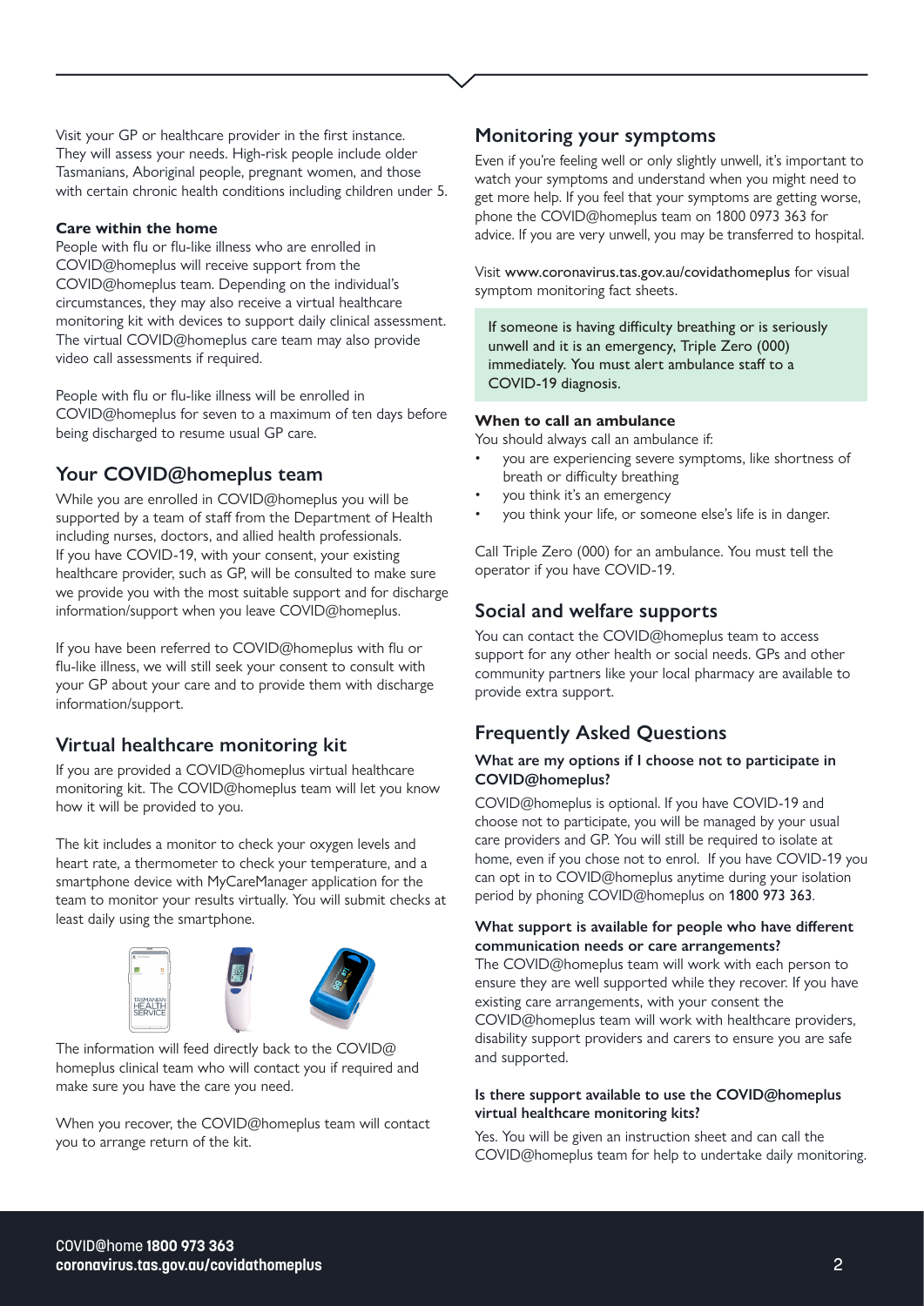Visit your GP or healthcare provider in the first instance. They will assess your needs. High-risk people include older Tasmanians, Aboriginal people, pregnant women, and those with certain chronic health conditions including children under 5.

**Care within the home**

People with flu or flu-like illness who are enrolled in COVID@homeplus will receive support from the COVID@homeplus team. Depending on the individual's circumstances, they may also receive a virtual healthcare monitoring kit with devices to support daily clinical assessment. The virtual COVID@homeplus care team may also provide video call assessments if required.

People with flu or flu-like illness will be enrolled in COVID@homeplus for seven to a maximum of ten days before being discharged to resume usual GP care.

## Your COVID@homeplus team

While you are enrolled in COVID@homeplus you will be supported by a team of staff from the Department of Health including nurses, doctors, and allied health professionals. If you have COVID-19, with your consent, your existing healthcare provider, such as GP, will be consulted to make sure we provide you with the most suitable support and for discharge information/support when you leave COVID@homeplus.

If you have been referred to COVID@homeplus with flu or flu-like illness, we will still seek your consent to consult with your GP about your care and to provide them with discharge information/support.

## Virtual healthcare monitoring kit

If you are provided a COVID@homeplus virtual healthcare monitoring kit. The COVID@homeplus team will let you know how it will be provided to you.

The kit includes a monitor to check your oxygen levels and heart rate, a thermometer to check your temperature, and a smartphone device with MyCareManager application for the team to monitor your results virtually. You will submit checks at least daily using the smartphone.

The information will feed directly back to the COVID@homeplus clinical team who will contact you if required and make sure you have the care you need.

When you recover, the COVID@homeplus team will contact you to arrange return of the kit.

## Monitoring your symptoms

Even if you're feeling well or only slightly unwell, it's important to watch your symptoms and understand when you might need to get more help. If you feel that your symptoms are getting worse, phone the COVID@homeplus team on 1800 0973 363 for advice. If you are very unwell, you may be transferred to hospital.

Visit www.coronavirus.tas.gov.au/covidathomeplus for visual symptom monitoring fact sheets.

> If someone is having difficulty breathing or is seriously unwell and it is an emergency, Triple Zero (000) immediately. You must alert ambulance staff to a COVID-19 diagnosis.

**When to call an ambulance**

You should always call an ambulance if:

- you are experiencing severe symptoms, like shortness of breath or difficulty breathing
- you think it's an emergency
- you think your life, or someone else's life is in danger.

Call Triple Zero (000) for an ambulance. You must tell the operator if you have COVID-19.

## Social and welfare supports

You can contact the COVID@homeplus team to access support for any other health or social needs. GPs and other community partners like your local pharmacy are available to provide extra support.

## Frequently Asked Questions

**What are my options if I choose not to participate in COVID@homeplus?**

COVID@homeplus is optional. If you have COVID-19 and choose not to participate, you will be managed by your usual care providers and GP. You will still be required to isolate at home, even if you chose not to enrol. If you have COVID-19 you can opt in to COVID@homeplus anytime during your isolation period by phoning COVID@homeplus on 1800 973 363.

**What support is available for people who have different communication needs or care arrangements?**

The COVID@homeplus team will work with each person to ensure they are well supported while they recover. If you have existing care arrangements, with your consent the COVID@homeplus team will work with healthcare providers, disability support providers and carers to ensure you are safe and supported.

**Is there support available to use the COVID@homeplus virtual healthcare monitoring kits?**

Yes. You will be given an instruction sheet and can call the COVID@homeplus team for help to undertake daily monitoring.